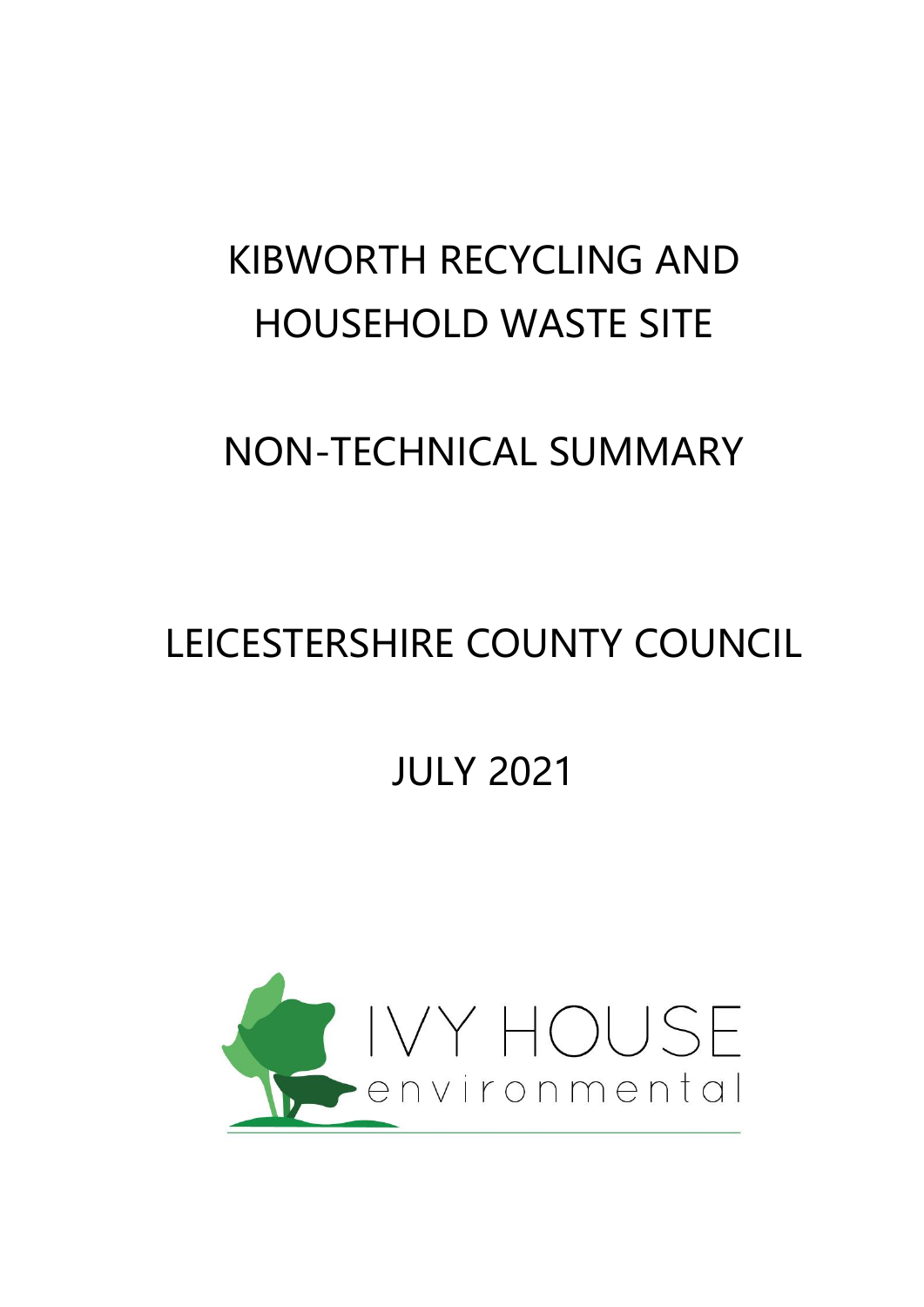# KIBWORTH RECYCLING AND HOUSEHOLD WASTE SITE

# NON-TECHNICAL SUMMARY

## LEICESTERSHIRE COUNTY COUNCIL

## JULY 2021

IVY HOUSE environmental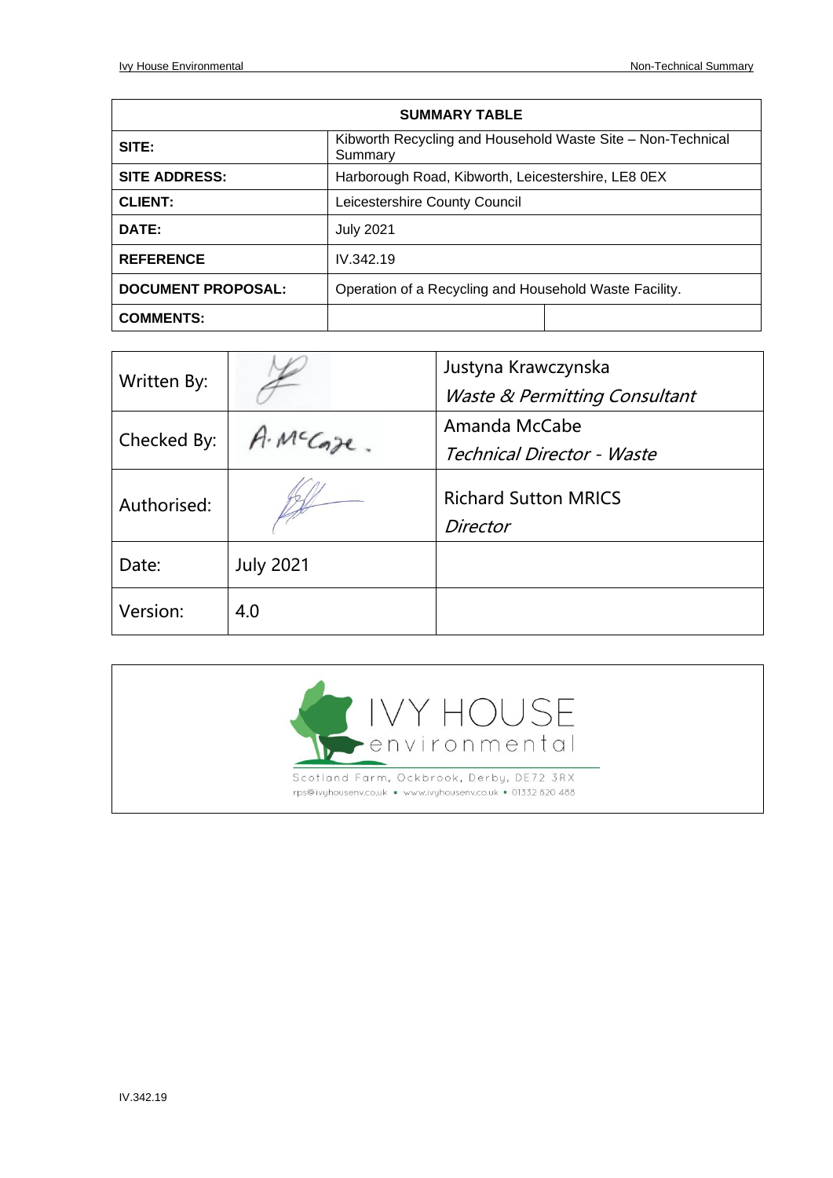| SUMMARY TABLE | | |
|---|---|---|
| **SITE:** | Kibworth Recycling and Household Waste Site – Non-Technical Summary | |
| **SITE ADDRESS:** | Harborough Road, Kibworth, Leicestershire, LE8 0EX | |
| **CLIENT:** | Leicestershire County Council | |
| **DATE:** | July 2021 | |
| **REFERENCE** | IV.342.19 | |
| **DOCUMENT PROPOSAL:** | Operation of a Recycling and Household Waste Facility. | |
| **COMMENTS:** | | |

| | | |
|---|---|---|
| Written By: | | Justyna Krawczynska *Waste & Permitting Consultant* |
| Checked By: | A. McCabe. | Amanda McCabe *Technical Director - Waste* |
| Authorised: | | Richard Sutton MRICS *Director* |
| Date: | July 2021 | |
| Version: | 4.0 | |

IVY HOUSE environmental

Scotland Farm, Ockbrook, Derby, DE72 3RX
rps@ivyhousenv.co.uk • www.ivyhousenv.co.uk • 01332 820 488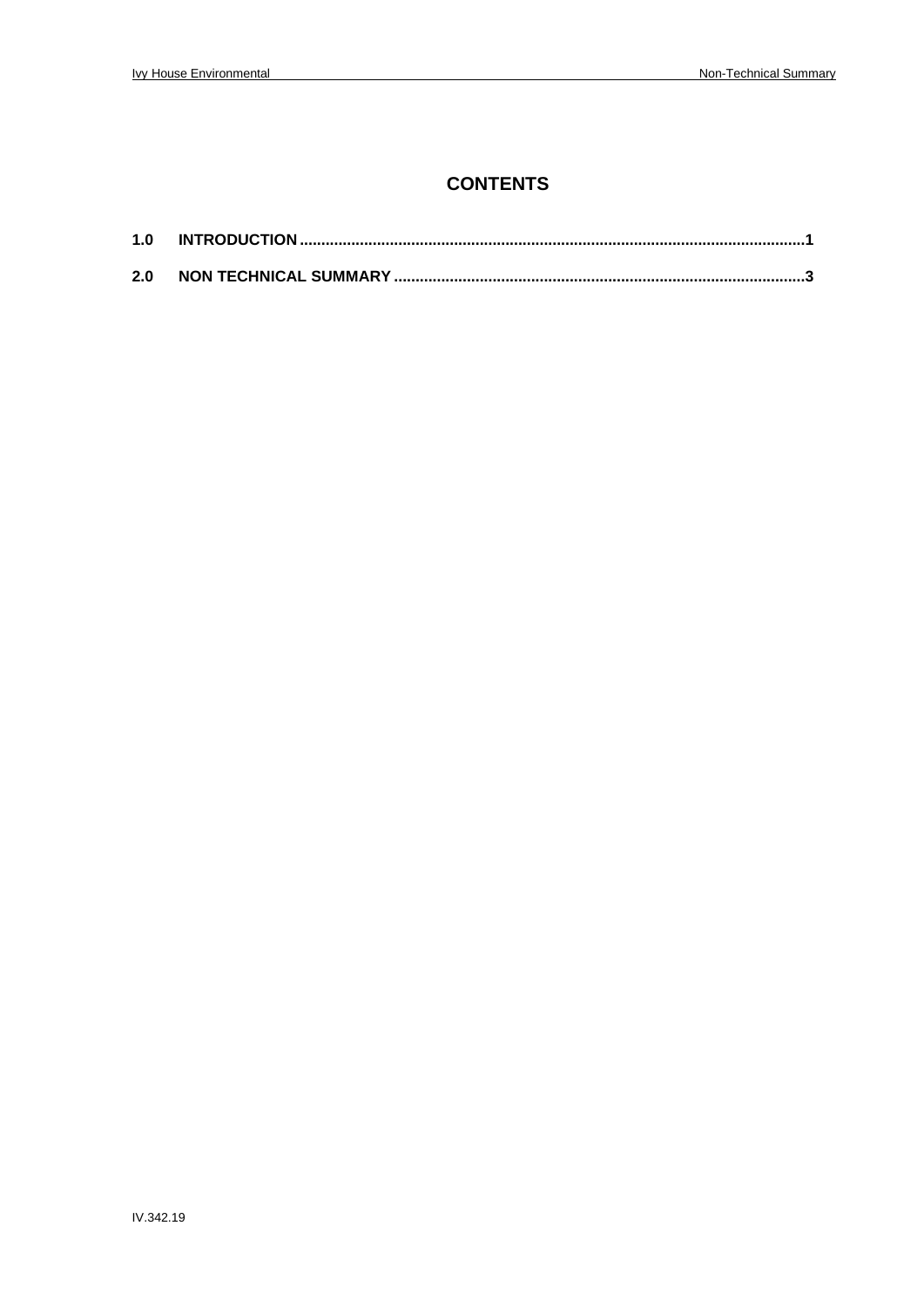# CONTENTS

**1.0 INTRODUCTION ....................................................................................................................1**

**2.0 NON TECHNICAL SUMMARY ..............................................................................................3**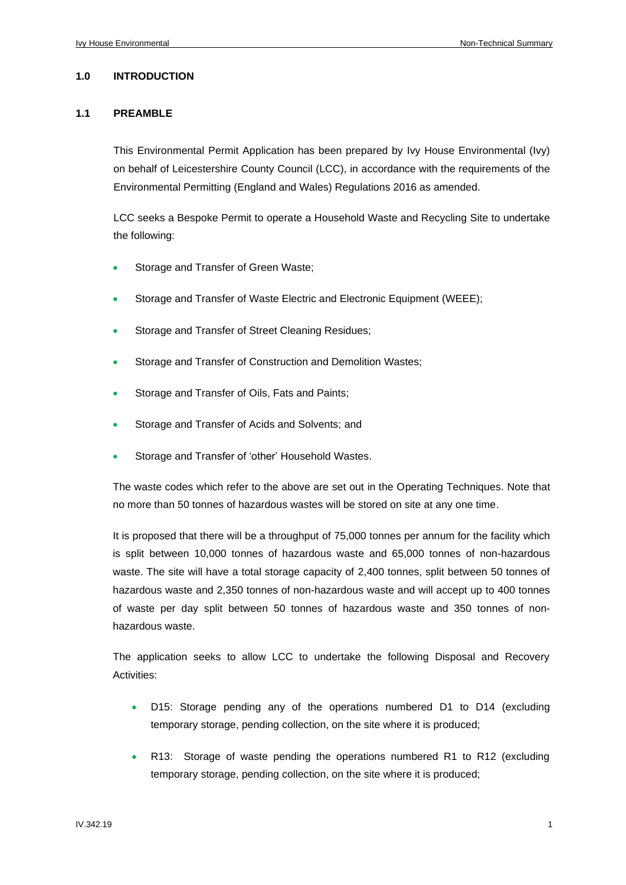## 1.0 INTRODUCTION

### 1.1 PREAMBLE

This Environmental Permit Application has been prepared by Ivy House Environmental (Ivy) on behalf of Leicestershire County Council (LCC), in accordance with the requirements of the Environmental Permitting (England and Wales) Regulations 2016 as amended.

LCC seeks a Bespoke Permit to operate a Household Waste and Recycling Site to undertake the following:

- Storage and Transfer of Green Waste;
- Storage and Transfer of Waste Electric and Electronic Equipment (WEEE);
- Storage and Transfer of Street Cleaning Residues;
- Storage and Transfer of Construction and Demolition Wastes;
- Storage and Transfer of Oils, Fats and Paints;
- Storage and Transfer of Acids and Solvents; and
- Storage and Transfer of 'other' Household Wastes.

The waste codes which refer to the above are set out in the Operating Techniques. Note that no more than 50 tonnes of hazardous wastes will be stored on site at any one time.

It is proposed that there will be a throughput of 75,000 tonnes per annum for the facility which is split between 10,000 tonnes of hazardous waste and 65,000 tonnes of non-hazardous waste. The site will have a total storage capacity of 2,400 tonnes, split between 50 tonnes of hazardous waste and 2,350 tonnes of non-hazardous waste and will accept up to 400 tonnes of waste per day split between 50 tonnes of hazardous waste and 350 tonnes of non-hazardous waste.

The application seeks to allow LCC to undertake the following Disposal and Recovery Activities:

- D15: Storage pending any of the operations numbered D1 to D14 (excluding temporary storage, pending collection, on the site where it is produced;
- R13: Storage of waste pending the operations numbered R1 to R12 (excluding temporary storage, pending collection, on the site where it is produced;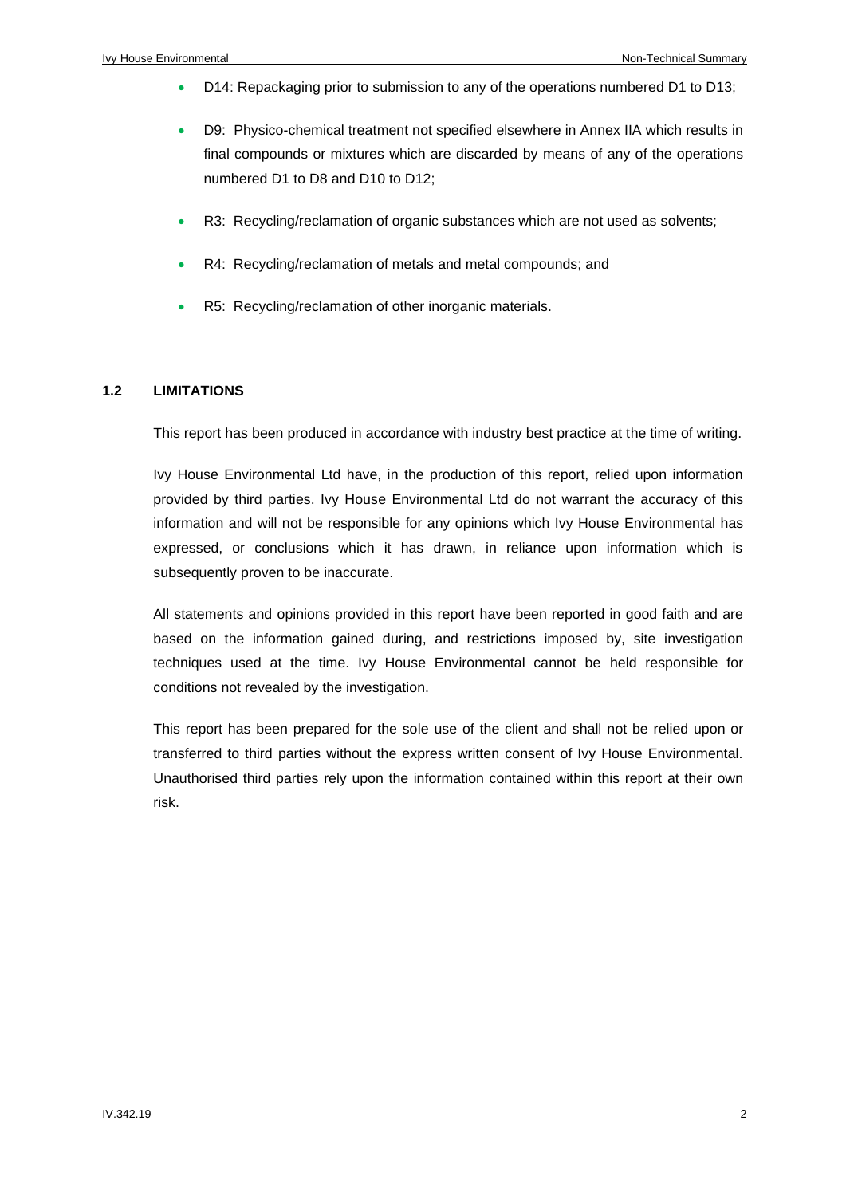- D14: Repackaging prior to submission to any of the operations numbered D1 to D13;
- D9: Physico-chemical treatment not specified elsewhere in Annex IIA which results in final compounds or mixtures which are discarded by means of any of the operations numbered D1 to D8 and D10 to D12;
- R3: Recycling/reclamation of organic substances which are not used as solvents;
- R4: Recycling/reclamation of metals and metal compounds; and
- R5: Recycling/reclamation of other inorganic materials.

## 1.2 LIMITATIONS

This report has been produced in accordance with industry best practice at the time of writing.

Ivy House Environmental Ltd have, in the production of this report, relied upon information provided by third parties. Ivy House Environmental Ltd do not warrant the accuracy of this information and will not be responsible for any opinions which Ivy House Environmental has expressed, or conclusions which it has drawn, in reliance upon information which is subsequently proven to be inaccurate.

All statements and opinions provided in this report have been reported in good faith and are based on the information gained during, and restrictions imposed by, site investigation techniques used at the time. Ivy House Environmental cannot be held responsible for conditions not revealed by the investigation.

This report has been prepared for the sole use of the client and shall not be relied upon or transferred to third parties without the express written consent of Ivy House Environmental. Unauthorised third parties rely upon the information contained within this report at their own risk.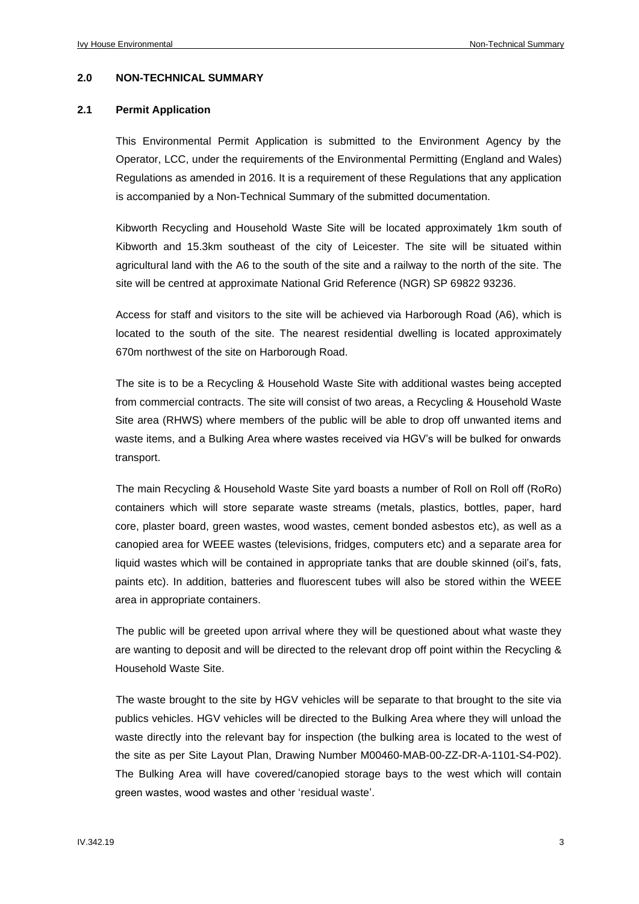## 2.0 NON-TECHNICAL SUMMARY

### 2.1 Permit Application

This Environmental Permit Application is submitted to the Environment Agency by the Operator, LCC, under the requirements of the Environmental Permitting (England and Wales) Regulations as amended in 2016. It is a requirement of these Regulations that any application is accompanied by a Non-Technical Summary of the submitted documentation.

Kibworth Recycling and Household Waste Site will be located approximately 1km south of Kibworth and 15.3km southeast of the city of Leicester. The site will be situated within agricultural land with the A6 to the south of the site and a railway to the north of the site. The site will be centred at approximate National Grid Reference (NGR) SP 69822 93236.

Access for staff and visitors to the site will be achieved via Harborough Road (A6), which is located to the south of the site. The nearest residential dwelling is located approximately 670m northwest of the site on Harborough Road.

The site is to be a Recycling & Household Waste Site with additional wastes being accepted from commercial contracts. The site will consist of two areas, a Recycling & Household Waste Site area (RHWS) where members of the public will be able to drop off unwanted items and waste items, and a Bulking Area where wastes received via HGV's will be bulked for onwards transport.

The main Recycling & Household Waste Site yard boasts a number of Roll on Roll off (RoRo) containers which will store separate waste streams (metals, plastics, bottles, paper, hard core, plaster board, green wastes, wood wastes, cement bonded asbestos etc), as well as a canopied area for WEEE wastes (televisions, fridges, computers etc) and a separate area for liquid wastes which will be contained in appropriate tanks that are double skinned (oil's, fats, paints etc). In addition, batteries and fluorescent tubes will also be stored within the WEEE area in appropriate containers.

The public will be greeted upon arrival where they will be questioned about what waste they are wanting to deposit and will be directed to the relevant drop off point within the Recycling & Household Waste Site.

The waste brought to the site by HGV vehicles will be separate to that brought to the site via publics vehicles. HGV vehicles will be directed to the Bulking Area where they will unload the waste directly into the relevant bay for inspection (the bulking area is located to the west of the site as per Site Layout Plan, Drawing Number M00460-MAB-00-ZZ-DR-A-1101-S4-P02). The Bulking Area will have covered/canopied storage bays to the west which will contain green wastes, wood wastes and other 'residual waste'.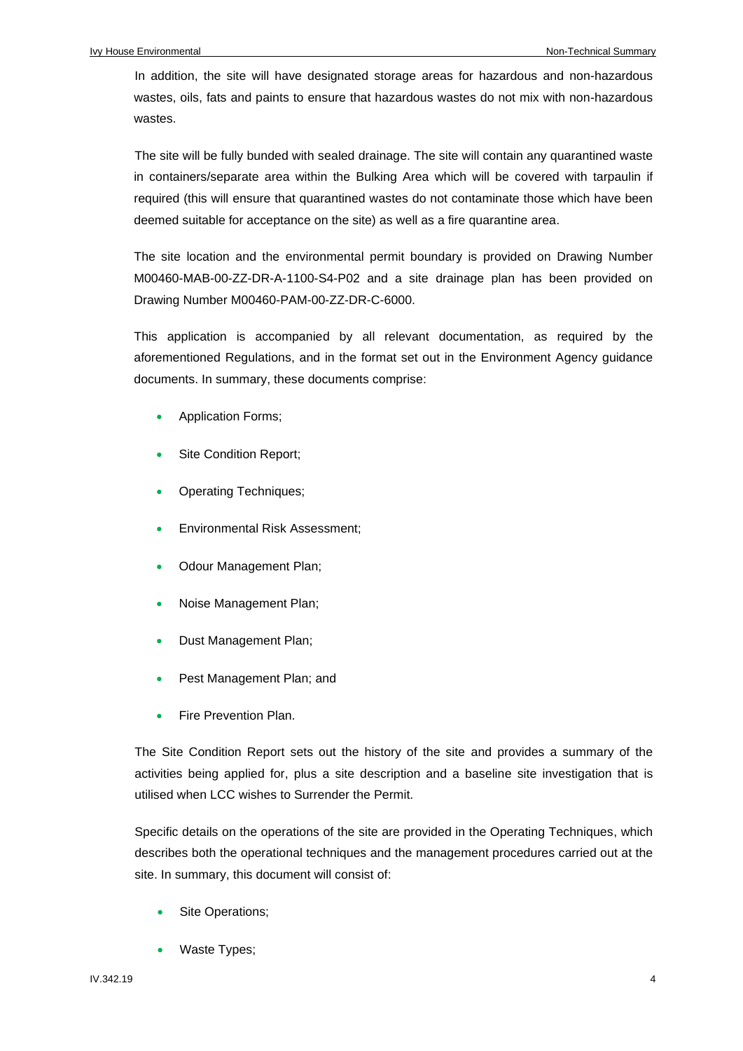In addition, the site will have designated storage areas for hazardous and non-hazardous wastes, oils, fats and paints to ensure that hazardous wastes do not mix with non-hazardous wastes.

The site will be fully bunded with sealed drainage. The site will contain any quarantined waste in containers/separate area within the Bulking Area which will be covered with tarpaulin if required (this will ensure that quarantined wastes do not contaminate those which have been deemed suitable for acceptance on the site) as well as a fire quarantine area.

The site location and the environmental permit boundary is provided on Drawing Number M00460-MAB-00-ZZ-DR-A-1100-S4-P02 and a site drainage plan has been provided on Drawing Number M00460-PAM-00-ZZ-DR-C-6000.

This application is accompanied by all relevant documentation, as required by the aforementioned Regulations, and in the format set out in the Environment Agency guidance documents. In summary, these documents comprise:

- Application Forms;
- Site Condition Report;
- Operating Techniques;
- Environmental Risk Assessment;
- Odour Management Plan;
- Noise Management Plan;
- Dust Management Plan;
- Pest Management Plan; and
- Fire Prevention Plan.

The Site Condition Report sets out the history of the site and provides a summary of the activities being applied for, plus a site description and a baseline site investigation that is utilised when LCC wishes to Surrender the Permit.

Specific details on the operations of the site are provided in the Operating Techniques, which describes both the operational techniques and the management procedures carried out at the site. In summary, this document will consist of:

- Site Operations;
- Waste Types;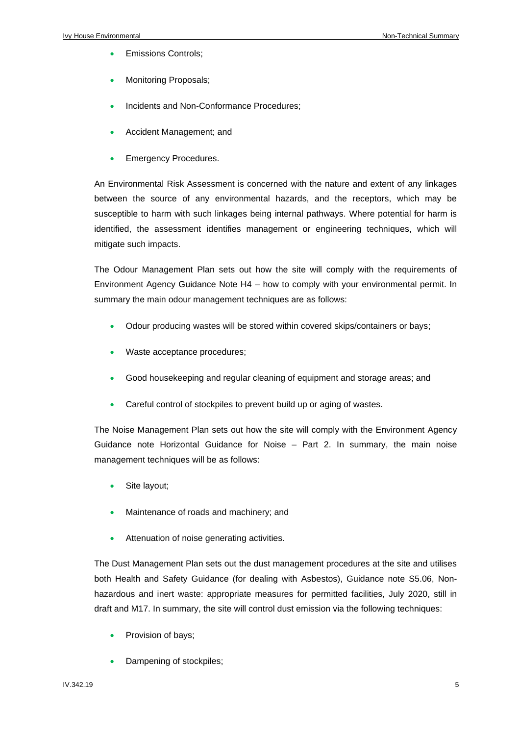- Emissions Controls;
- Monitoring Proposals;
- Incidents and Non-Conformance Procedures;
- Accident Management; and
- Emergency Procedures.

An Environmental Risk Assessment is concerned with the nature and extent of any linkages between the source of any environmental hazards, and the receptors, which may be susceptible to harm with such linkages being internal pathways. Where potential for harm is identified, the assessment identifies management or engineering techniques, which will mitigate such impacts.

The Odour Management Plan sets out how the site will comply with the requirements of Environment Agency Guidance Note H4 – how to comply with your environmental permit. In summary the main odour management techniques are as follows:

- Odour producing wastes will be stored within covered skips/containers or bays;
- Waste acceptance procedures;
- Good housekeeping and regular cleaning of equipment and storage areas; and
- Careful control of stockpiles to prevent build up or aging of wastes.

The Noise Management Plan sets out how the site will comply with the Environment Agency Guidance note Horizontal Guidance for Noise – Part 2. In summary, the main noise management techniques will be as follows:

- Site layout;
- Maintenance of roads and machinery; and
- Attenuation of noise generating activities.

The Dust Management Plan sets out the dust management procedures at the site and utilises both Health and Safety Guidance (for dealing with Asbestos), Guidance note S5.06, Non-hazardous and inert waste: appropriate measures for permitted facilities, July 2020, still in draft and M17. In summary, the site will control dust emission via the following techniques:

- Provision of bays;
- Dampening of stockpiles;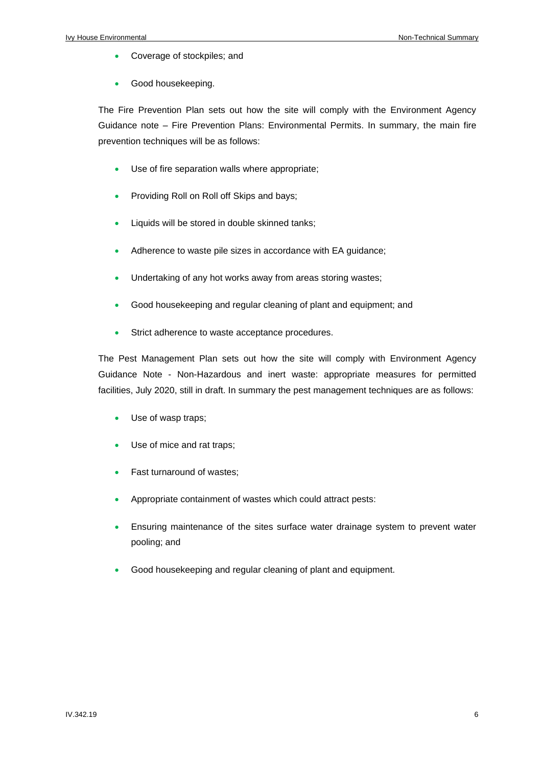- Coverage of stockpiles; and
- Good housekeeping.

The Fire Prevention Plan sets out how the site will comply with the Environment Agency Guidance note – Fire Prevention Plans: Environmental Permits. In summary, the main fire prevention techniques will be as follows:

- Use of fire separation walls where appropriate;
- Providing Roll on Roll off Skips and bays;
- Liquids will be stored in double skinned tanks;
- Adherence to waste pile sizes in accordance with EA guidance;
- Undertaking of any hot works away from areas storing wastes;
- Good housekeeping and regular cleaning of plant and equipment; and
- Strict adherence to waste acceptance procedures.

The Pest Management Plan sets out how the site will comply with Environment Agency Guidance Note - Non-Hazardous and inert waste: appropriate measures for permitted facilities, July 2020, still in draft. In summary the pest management techniques are as follows:

- Use of wasp traps;
- Use of mice and rat traps;
- Fast turnaround of wastes;
- Appropriate containment of wastes which could attract pests:
- Ensuring maintenance of the sites surface water drainage system to prevent water pooling; and
- Good housekeeping and regular cleaning of plant and equipment.